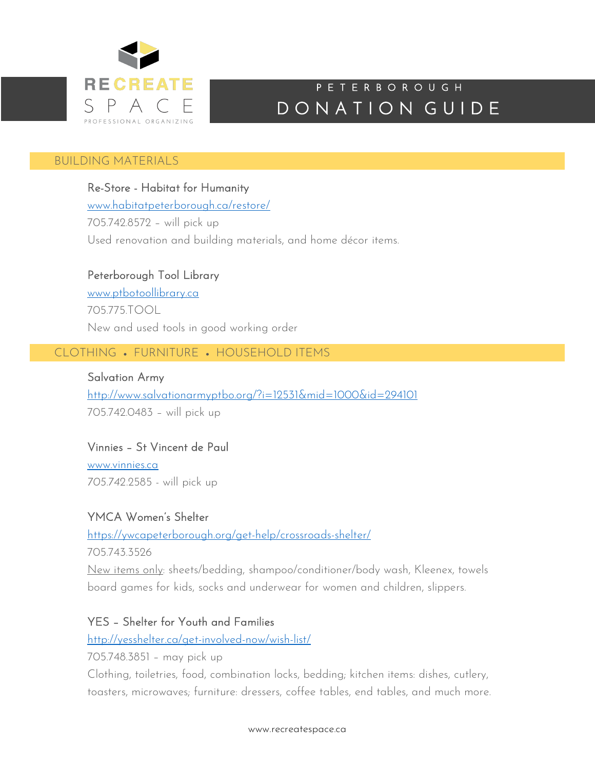RECREATE SPACE
PROFESSIONAL ORGANIZING

# PETERBOROUGH DONATION GUIDE

## BUILDING MATERIALS

### Re-Store - Habitat for Humanity

www.habitatpeterborough.ca/restore/

705.742.8572 – will pick up

Used renovation and building materials, and home décor items.

### Peterborough Tool Library

www.ptbotoollibrary.ca

705.775.TOOL

New and used tools in good working order

## CLOTHING • FURNITURE • HOUSEHOLD ITEMS

### Salvation Army

http://www.salvationarmyptbo.org/?i=12531&mid=1000&id=294101

705.742.0483 – will pick up

### Vinnies – St Vincent de Paul

www.vinnies.ca

705.742.2585 - will pick up

### YMCA Women's Shelter

https://ywcapeterborough.org/get-help/crossroads-shelter/

705.743.3526

New items only: sheets/bedding, shampoo/conditioner/body wash, Kleenex, towels board games for kids, socks and underwear for women and children, slippers.

### YES – Shelter for Youth and Families

http://yesshelter.ca/get-involved-now/wish-list/

705.748.3851 – may pick up

Clothing, toiletries, food, combination locks, bedding; kitchen items: dishes, cutlery, toasters, microwaves; furniture: dressers, coffee tables, end tables, and much more.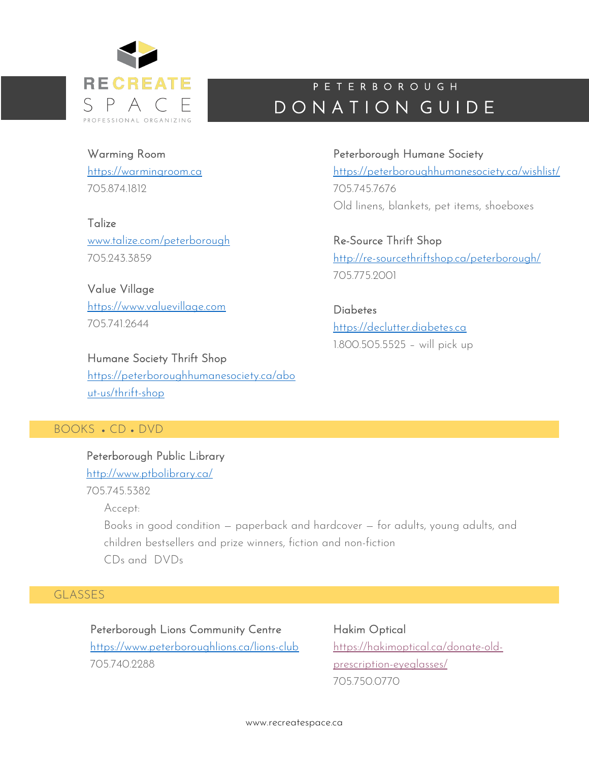# RECREATE SPACE

PROFESSIONAL ORGANIZING

## PETERBOROUGH DONATION GUIDE

Warming Room
https://warmingroom.ca
705.874.1812

Talize
www.talize.com/peterborough
705.243.3859

Value Village
https://www.valuevillage.com
705.741.2644

Humane Society Thrift Shop
https://peterboroughhumanesociety.ca/about-us/thrift-shop

Peterborough Humane Society
https://peterboroughhumanesociety.ca/wishlist/
705.745.7676
Old linens, blankets, pet items, shoeboxes

Re-Source Thrift Shop
http://re-sourcethriftshop.ca/peterborough/
705.775.2001

Diabetes
https://declutter.diabetes.ca
1.800.505.5525 – will pick up

## BOOKS • CD • DVD

Peterborough Public Library
http://www.ptbolibrary.ca/
705.745.5382

Accept:
Books in good condition — paperback and hardcover — for adults, young adults, and children bestsellers and prize winners, fiction and non-fiction
CDs and DVDs

## GLASSES

Peterborough Lions Community Centre
https://www.peterboroughlions.ca/lions-club
705.740.2288

Hakim Optical
https://hakimoptical.ca/donate-old-prescription-eyeglasses/
705.750.0770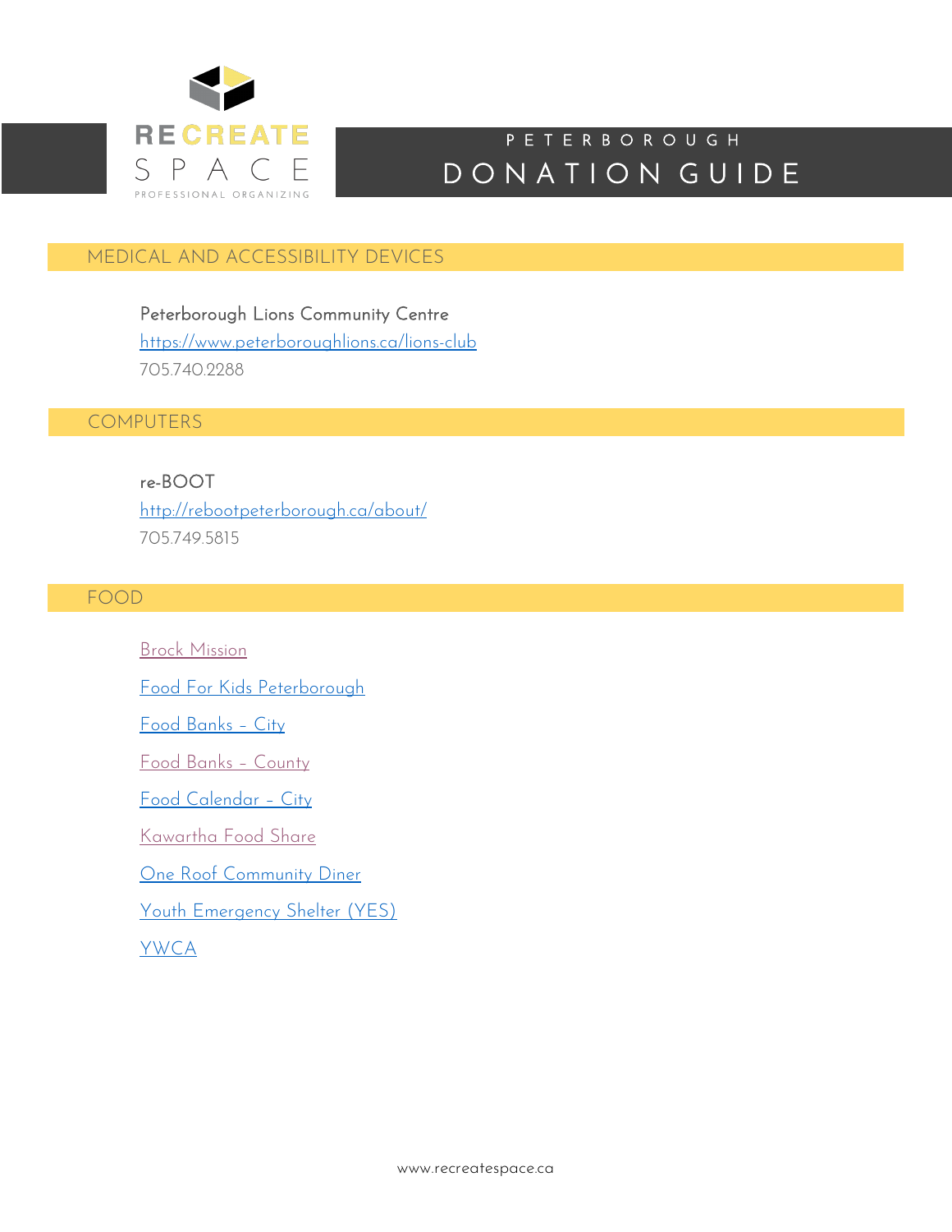RECREATE SPACE
PROFESSIONAL ORGANIZING

# PETERBOROUGH DONATION GUIDE

## MEDICAL AND ACCESSIBILITY DEVICES

Peterborough Lions Community Centre
https://www.peterboroughlions.ca/lions-club
705.740.2288

## COMPUTERS

re-BOOT
http://rebootpeterborough.ca/about/
705.749.5815

## FOOD

Brock Mission

Food For Kids Peterborough

Food Banks – City

Food Banks – County

Food Calendar – City

Kawartha Food Share

One Roof Community Diner

Youth Emergency Shelter (YES)

YWCA

www.recreatespace.ca